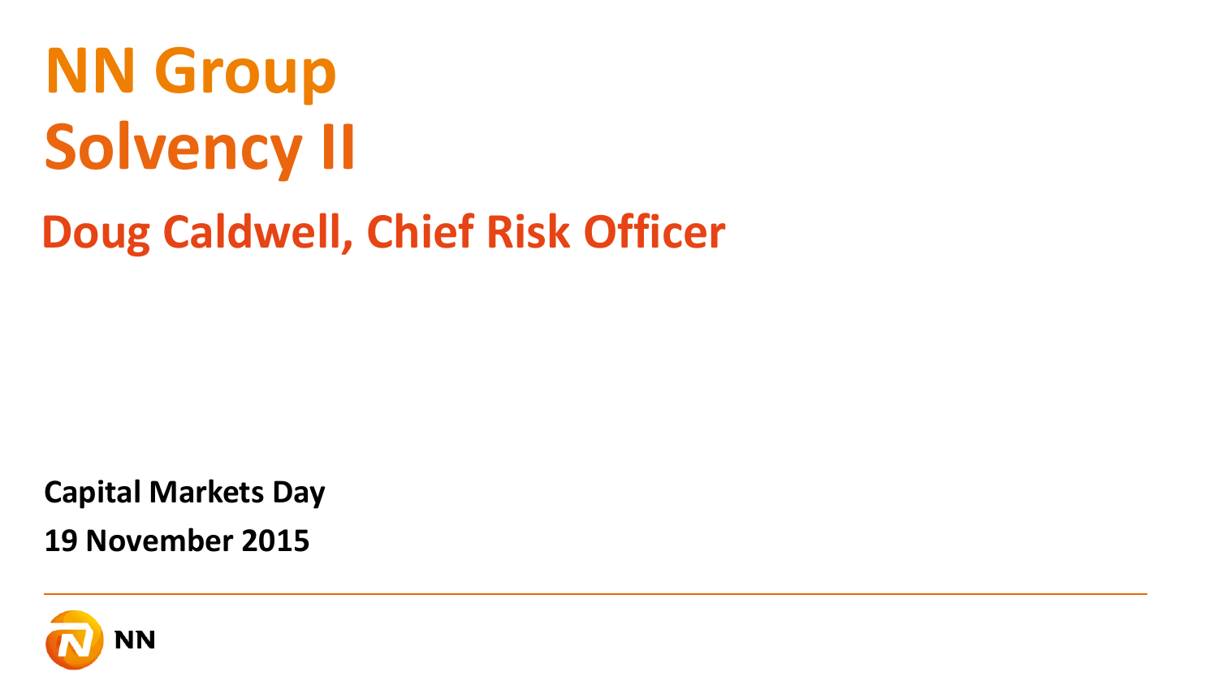# NN Group
# Solvency II

## Doug Caldwell, Chief Risk Officer

**Capital Markets Day**

**19 November 2015**

NN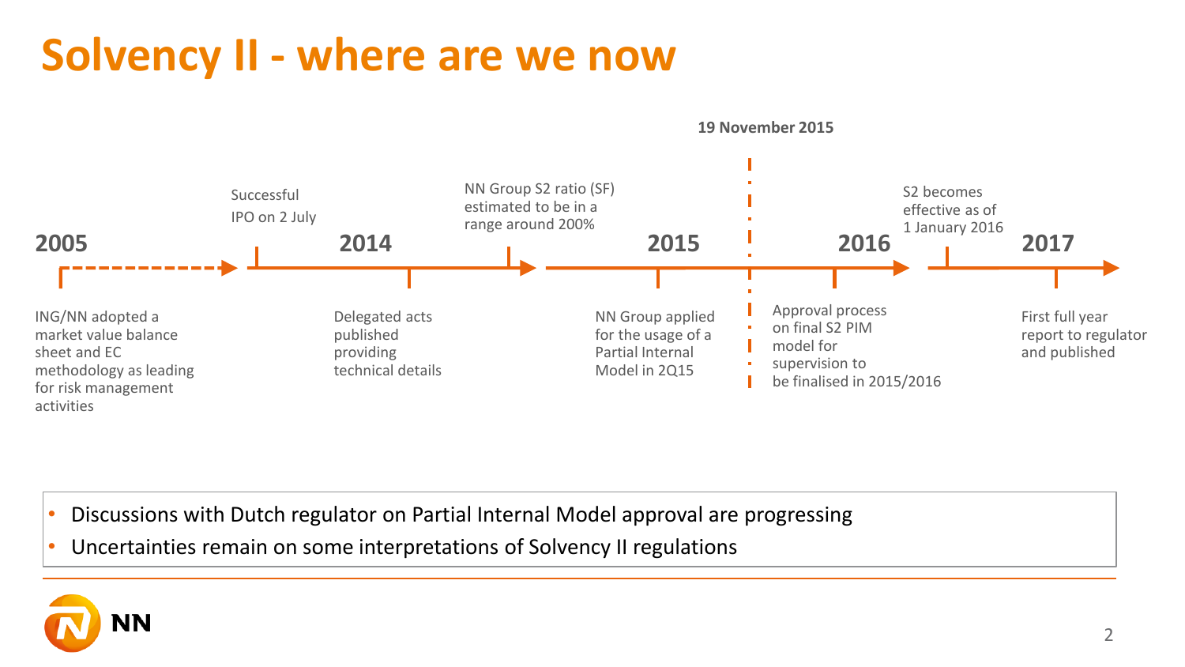# Solvency II - where are we now

**19 November 2015**

**2005**
ING/NN adopted a market value balance sheet and EC methodology as leading for risk management activities

**2014**
Successful IPO on 2 July

Delegated acts published providing technical details

NN Group S2 ratio (SF) estimated to be in a range around 200%

**2015**
NN Group applied for the usage of a Partial Internal Model in 2Q15

Approval process on final S2 PIM model for supervision to be finalised in 2015/2016

**2016**
S2 becomes effective as of 1 January 2016

**2017**
First full year report to regulator and published

- Discussions with Dutch regulator on Partial Internal Model approval are progressing
- Uncertainties remain on some interpretations of Solvency II regulations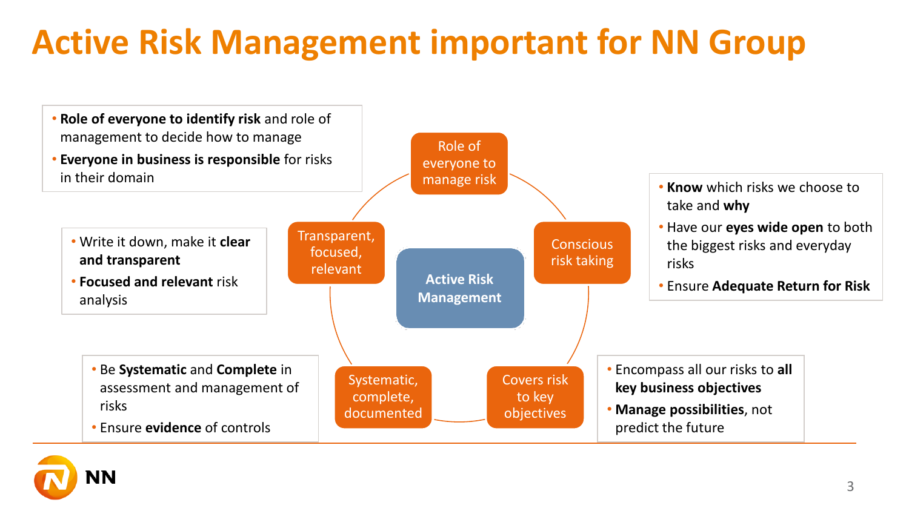# Active Risk Management important for NN Group

**Active Risk Management**

**Role of everyone to manage risk**

- **Role of everyone to identify risk** and role of management to decide how to manage
- **Everyone in business is responsible** for risks in their domain

**Conscious risk taking**

- **Know** which risks we choose to take and **why**
- Have our **eyes wide open** to both the biggest risks and everyday risks
- Ensure **Adequate Return for Risk**

**Covers risk to key objectives**

- Encompass all our risks to **all key business objectives**
- **Manage possibilities**, not predict the future

**Systematic, complete, documented**

- Be **Systematic** and **Complete** in assessment and management of risks
- Ensure **evidence** of controls

**Transparent, focused, relevant**

- Write it down, make it **clear and transparent**
- **Focused and relevant** risk analysis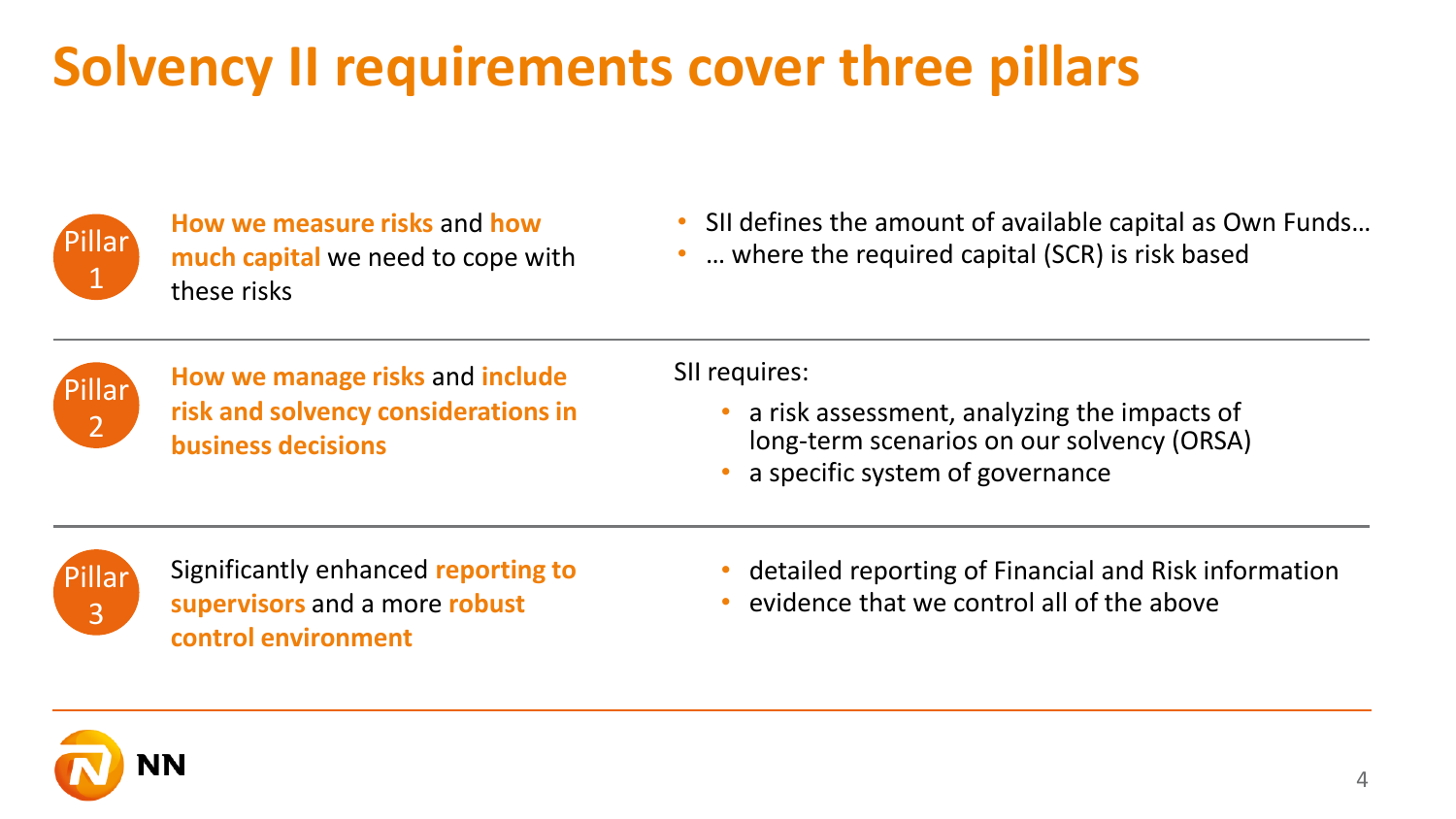# Solvency II requirements cover three pillars

**Pillar 1**

**How we measure risks** and **how much capital** we need to cope with these risks

- SII defines the amount of available capital as Own Funds…
- … where the required capital (SCR) is risk based

---

**Pillar 2**

**How we manage risks** and **include risk and solvency considerations in business decisions**

SII requires:

- a risk assessment, analyzing the impacts of long-term scenarios on our solvency (ORSA)
- a specific system of governance

---

**Pillar 3**

Significantly enhanced **reporting to supervisors** and a more **robust control environment**

- detailed reporting of Financial and Risk information
- evidence that we control all of the above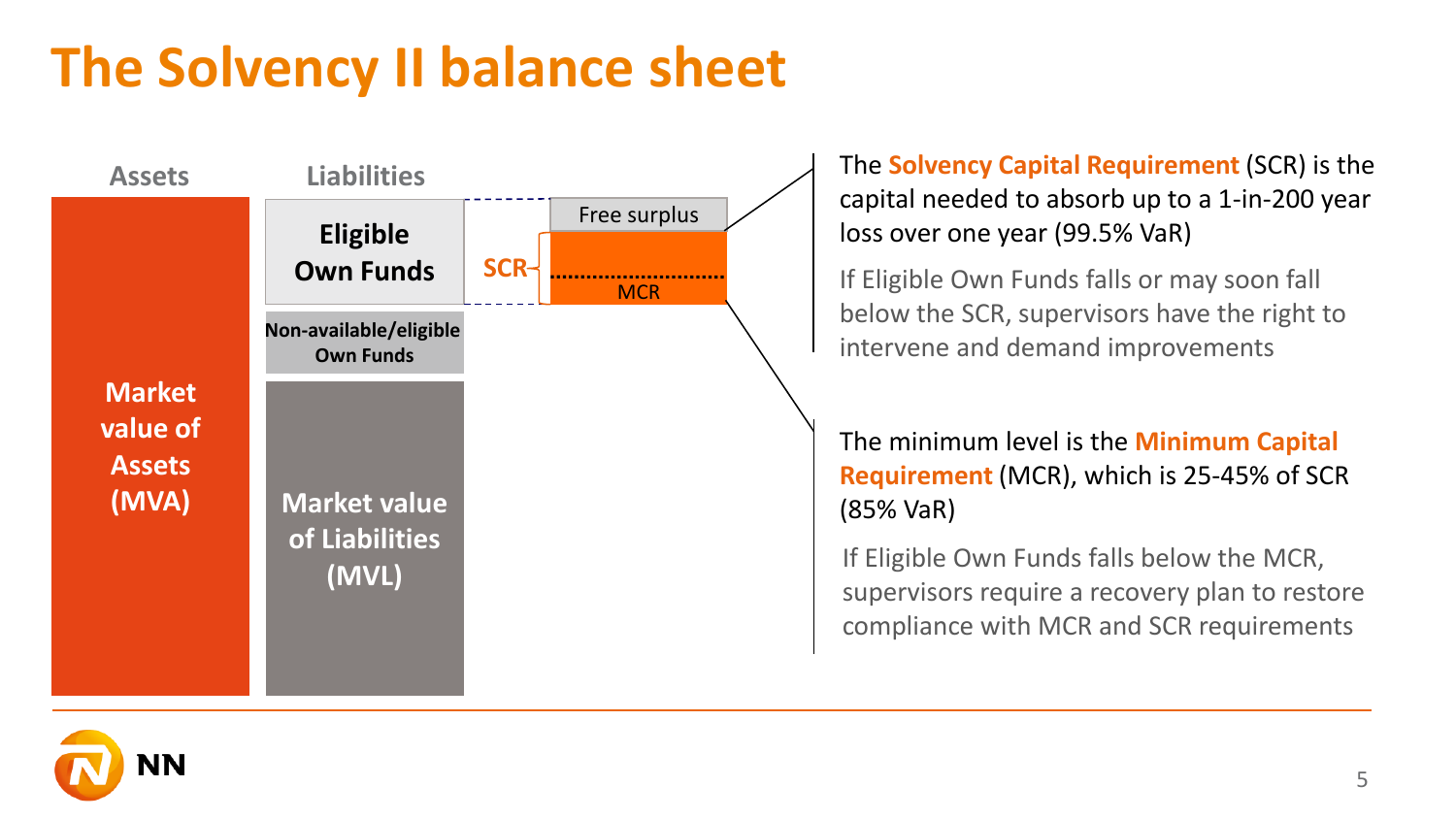# The Solvency II balance sheet

Assets

**Market value of Assets (MVA)**

Liabilities

**Eligible Own Funds**

**Non-available/eligible Own Funds**

**Market value of Liabilities (MVL)**

Free surplus

SCR

MCR

The **Solvency Capital Requirement** (SCR) is the capital needed to absorb up to a 1-in-200 year loss over one year (99.5% VaR)

If Eligible Own Funds falls or may soon fall below the SCR, supervisors have the right to intervene and demand improvements

The minimum level is the **Minimum Capital Requirement** (MCR), which is 25-45% of SCR (85% VaR)

If Eligible Own Funds falls below the MCR, supervisors require a recovery plan to restore compliance with MCR and SCR requirements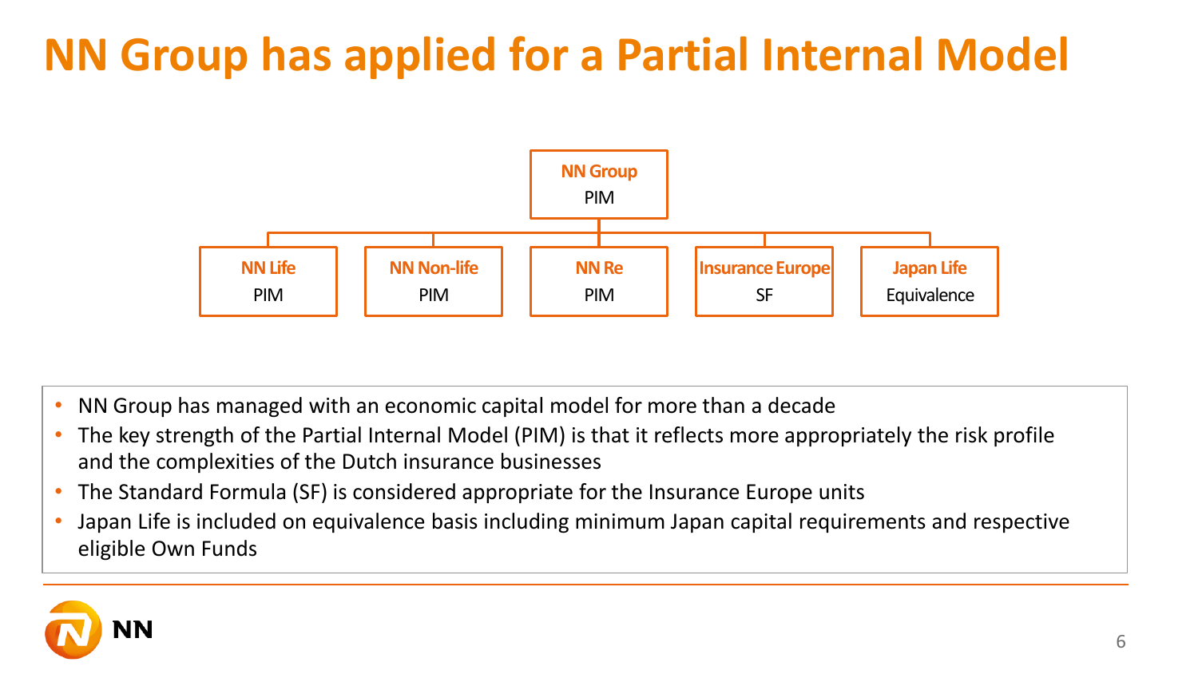# NN Group has applied for a Partial Internal Model

**NN Group**
PIM

| NN Life | NN Non-life | NN Re | Insurance Europe | Japan Life |
|---|---|---|---|---|
| PIM | PIM | PIM | SF | Equivalence |

- NN Group has managed with an economic capital model for more than a decade
- The key strength of the Partial Internal Model (PIM) is that it reflects more appropriately the risk profile and the complexities of the Dutch insurance businesses
- The Standard Formula (SF) is considered appropriate for the Insurance Europe units
- Japan Life is included on equivalence basis including minimum Japan capital requirements and respective eligible Own Funds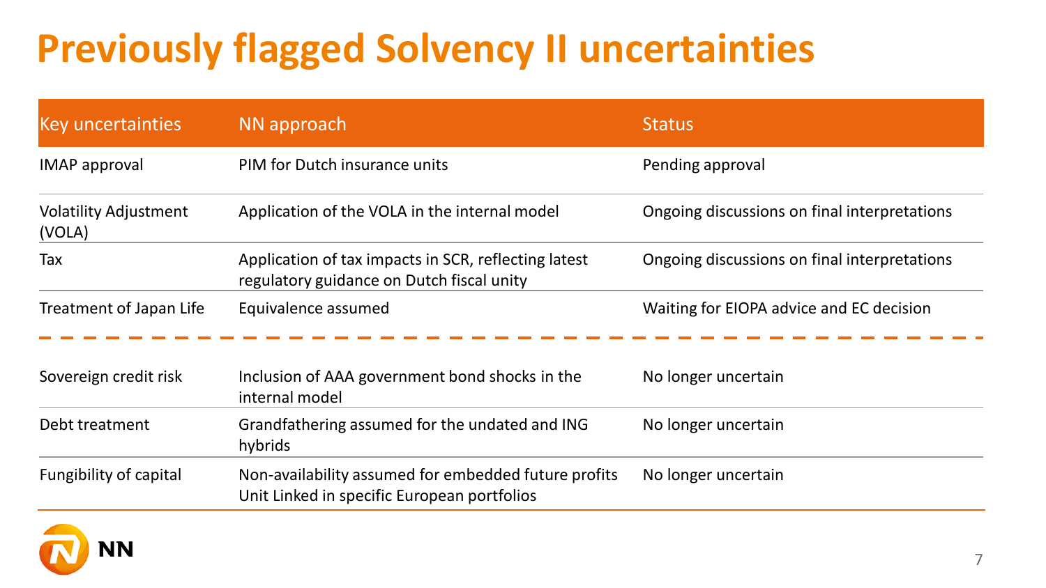# Previously flagged Solvency II uncertainties

| Key uncertainties | NN approach | Status |
|---|---|---|
| IMAP approval | PIM for Dutch insurance units | Pending approval |
| Volatility Adjustment (VOLA) | Application of the VOLA in the internal model | Ongoing discussions on final interpretations |
| Tax | Application of tax impacts in SCR, reflecting latest regulatory guidance on Dutch fiscal unity | Ongoing discussions on final interpretations |
| Treatment of Japan Life | Equivalence assumed | Waiting for EIOPA advice and EC decision |
| Sovereign credit risk | Inclusion of AAA government bond shocks in the internal model | No longer uncertain |
| Debt treatment | Grandfathering assumed for the undated and ING hybrids | No longer uncertain |
| Fungibility of capital | Non-availability assumed for embedded future profits Unit Linked in specific European portfolios | No longer uncertain |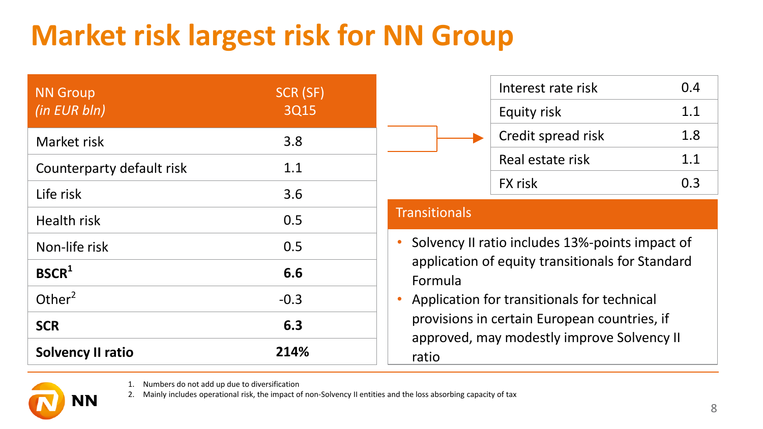# Market risk largest risk for NN Group

| NN Group *(in EUR bln)* | SCR (SF) 3Q15 |
|---|---|
| Market risk | 3.8 |
| Counterparty default risk | 1.1 |
| Life risk | 3.6 |
| Health risk | 0.5 |
| Non-life risk | 0.5 |
| **BSCR[1]** | **6.6** |
| Other[2] | -0.3 |
| **SCR** | **6.3** |
| **Solvency II ratio** | **214%** |

| Market risk breakdown | |
|---|---|
| Interest rate risk | 0.4 |
| Equity risk | 1.1 |
| Credit spread risk | 1.8 |
| Real estate risk | 1.1 |
| FX risk | 0.3 |

## Transitionals

- Solvency II ratio includes 13%-points impact of application of equity transitionals for Standard Formula
- Application for transitionals for technical provisions in certain European countries, if approved, may modestly improve Solvency II ratio

1. Numbers do not add up due to diversification
2. Mainly includes operational risk, the impact of non-Solvency II entities and the loss absorbing capacity of tax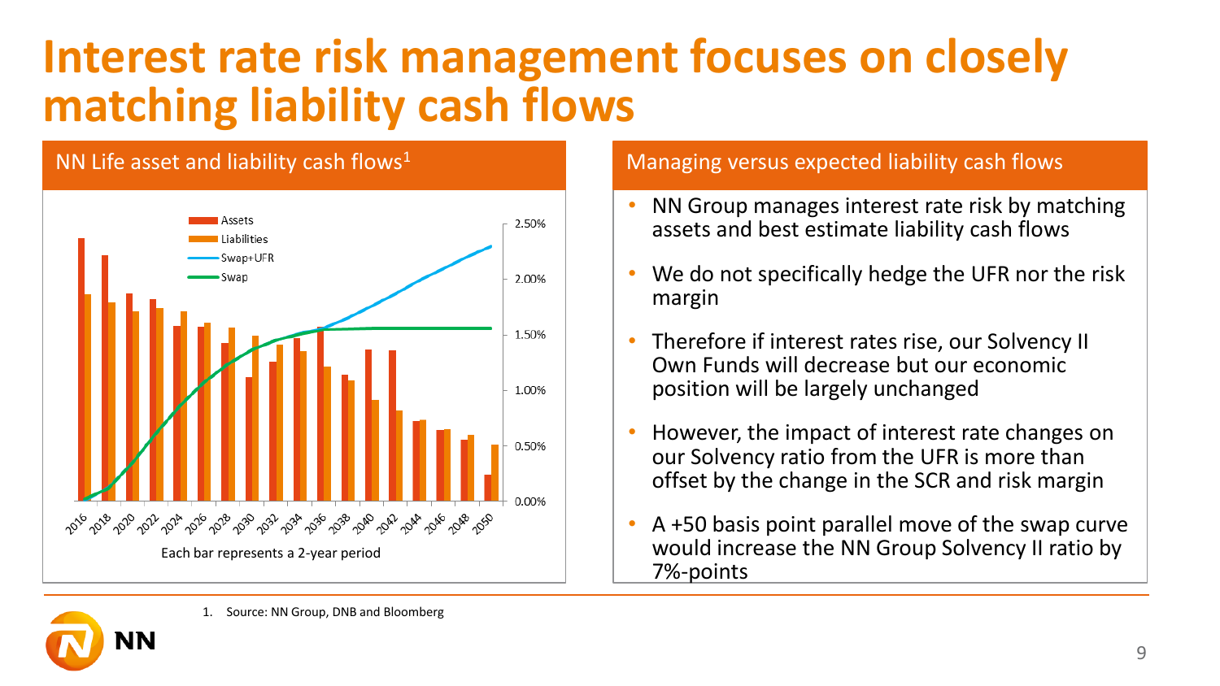# Interest rate risk management focuses on closely matching liability cash flows

## NN Life asset and liability cash flows[1]

Assets
Liabilities
Swap+UFR
Swap

2.50%
2.00%
1.50%
1.00%
0.50%
0.00%

2016 2018 2020 2022 2024 2026 2028 2030 2032 2034 2036 2038 2040 2042 2044 2046 2048 2050

Each bar represents a 2-year period

## Managing versus expected liability cash flows

- NN Group manages interest rate risk by matching assets and best estimate liability cash flows
- We do not specifically hedge the UFR nor the risk margin
- Therefore if interest rates rise, our Solvency II Own Funds will decrease but our economic position will be largely unchanged
- However, the impact of interest rate changes on our Solvency ratio from the UFR is more than offset by the change in the SCR and risk margin
- A +50 basis point parallel move of the swap curve would increase the NN Group Solvency II ratio by 7%-points

1. Source: NN Group, DNB and Bloomberg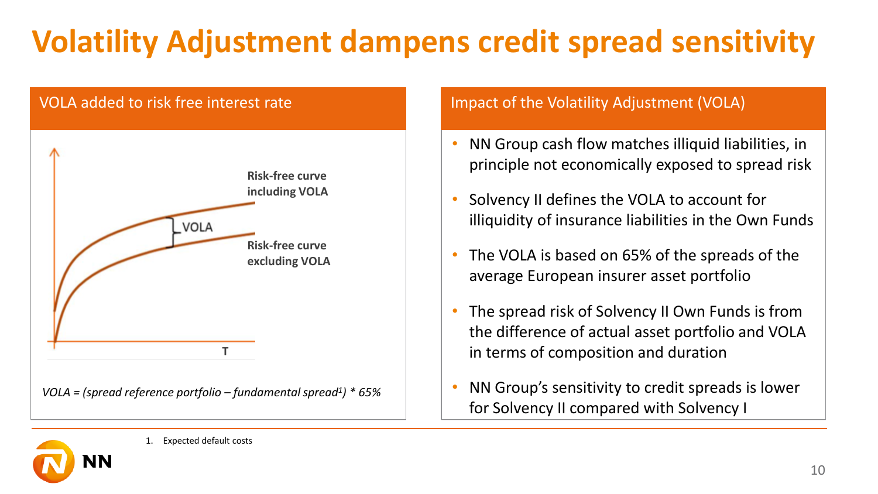# Volatility Adjustment dampens credit spread sensitivity

## VOLA added to risk free interest rate

Risk-free curve including VOLA

VOLA

Risk-free curve excluding VOLA

T

*VOLA = (spread reference portfolio – fundamental spread[1]) * 65%*

## Impact of the Volatility Adjustment (VOLA)

- NN Group cash flow matches illiquid liabilities, in principle not economically exposed to spread risk
- Solvency II defines the VOLA to account for illiquidity of insurance liabilities in the Own Funds
- The VOLA is based on 65% of the spreads of the average European insurer asset portfolio
- The spread risk of Solvency II Own Funds is from the difference of actual asset portfolio and VOLA in terms of composition and duration
- NN Group's sensitivity to credit spreads is lower for Solvency II compared with Solvency I

1. Expected default costs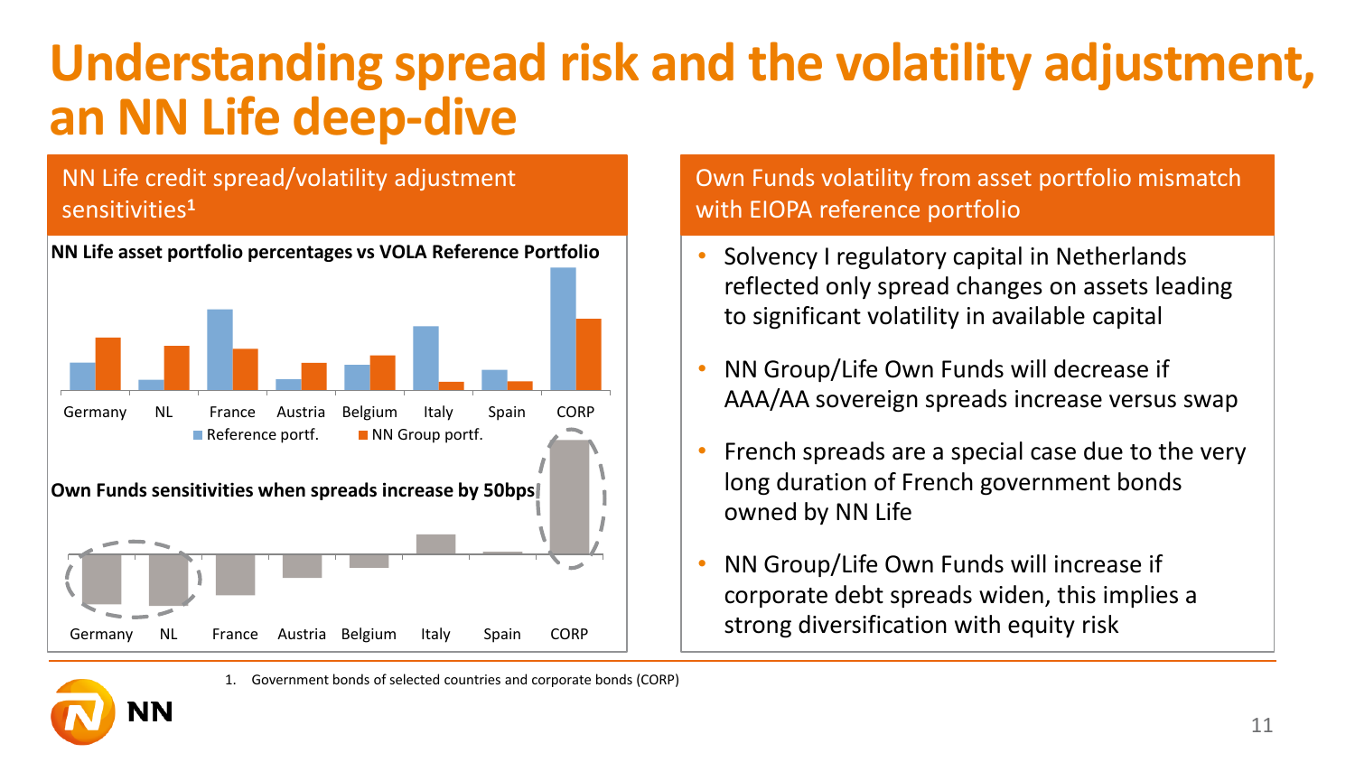# Understanding spread risk and the volatility adjustment, an NN Life deep-dive

## NN Life credit spread/volatility adjustment sensitivities[1]

**NN Life asset portfolio percentages vs VOLA Reference Portfolio**

Germany | NL | France | Austria | Belgium | Italy | Spain | CORP

Reference portf. | NN Group portf.

**Own Funds sensitivities when spreads increase by 50bps**

Germany | NL | France | Austria | Belgium | Italy | Spain | CORP

## Own Funds volatility from asset portfolio mismatch with EIOPA reference portfolio

- Solvency I regulatory capital in Netherlands reflected only spread changes on assets leading to significant volatility in available capital
- NN Group/Life Own Funds will decrease if AAA/AA sovereign spreads increase versus swap
- French spreads are a special case due to the very long duration of French government bonds owned by NN Life
- NN Group/Life Own Funds will increase if corporate debt spreads widen, this implies a strong diversification with equity risk

1. Government bonds of selected countries and corporate bonds (CORP)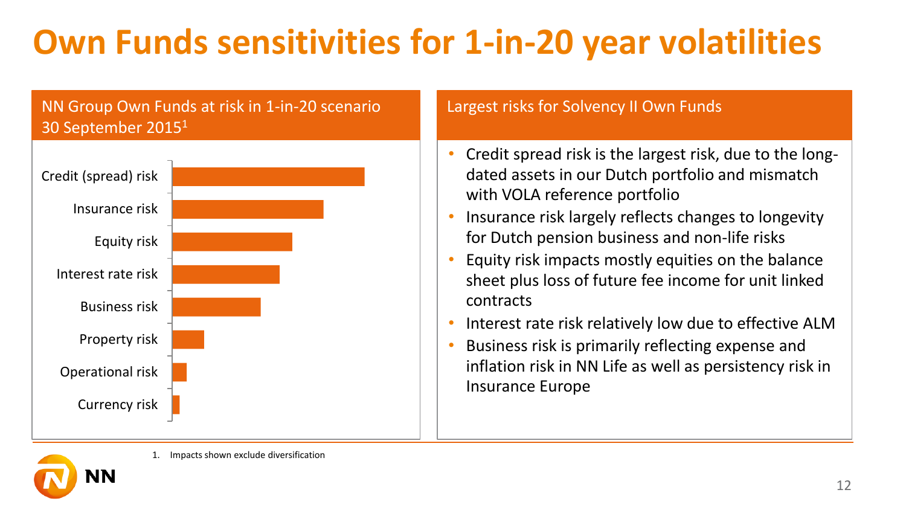# Own Funds sensitivities for 1-in-20 year volatilities

## NN Group Own Funds at risk in 1-in-20 scenario 30 September 2015[1]

- Credit (spread) risk
- Insurance risk
- Equity risk
- Interest rate risk
- Business risk
- Property risk
- Operational risk
- Currency risk

## Largest risks for Solvency II Own Funds

- Credit spread risk is the largest risk, due to the long-dated assets in our Dutch portfolio and mismatch with VOLA reference portfolio
- Insurance risk largely reflects changes to longevity for Dutch pension business and non-life risks
- Equity risk impacts mostly equities on the balance sheet plus loss of future fee income for unit linked contracts
- Interest rate risk relatively low due to effective ALM
- Business risk is primarily reflecting expense and inflation risk in NN Life as well as persistency risk in Insurance Europe

1. Impacts shown exclude diversification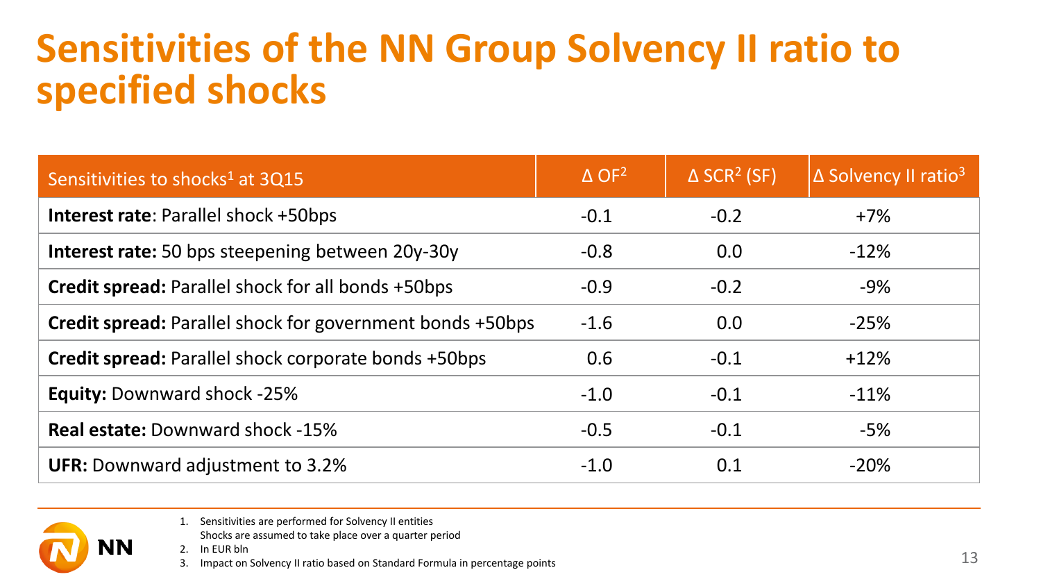# Sensitivities of the NN Group Solvency II ratio to specified shocks

| Sensitivities to shocks[1] at 3Q15 | Δ OF[2] | Δ SCR[2] (SF) | Δ Solvency II ratio[3] |
|---|---|---|---|
| **Interest rate**: Parallel shock +50bps | -0.1 | -0.2 | +7% |
| **Interest rate:** 50 bps steepening between 20y-30y | -0.8 | 0.0 | -12% |
| **Credit spread:** Parallel shock for all bonds +50bps | -0.9 | -0.2 | -9% |
| **Credit spread:** Parallel shock for government bonds +50bps | -1.6 | 0.0 | -25% |
| **Credit spread:** Parallel shock corporate bonds +50bps | 0.6 | -0.1 | +12% |
| **Equity:** Downward shock -25% | -1.0 | -0.1 | -11% |
| **Real estate:** Downward shock -15% | -0.5 | -0.1 | -5% |
| **UFR:** Downward adjustment to 3.2% | -1.0 | 0.1 | -20% |

1. Sensitivities are performed for Solvency II entities
   Shocks are assumed to take place over a quarter period
2. In EUR bln
3. Impact on Solvency II ratio based on Standard Formula in percentage points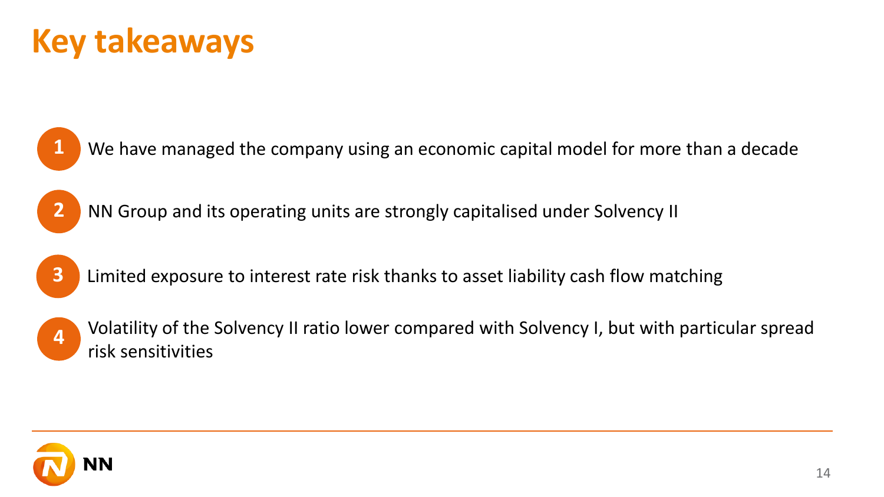# Key takeaways

1. We have managed the company using an economic capital model for more than a decade
2. NN Group and its operating units are strongly capitalised under Solvency II
3. Limited exposure to interest rate risk thanks to asset liability cash flow matching
4. Volatility of the Solvency II ratio lower compared with Solvency I, but with particular spread risk sensitivities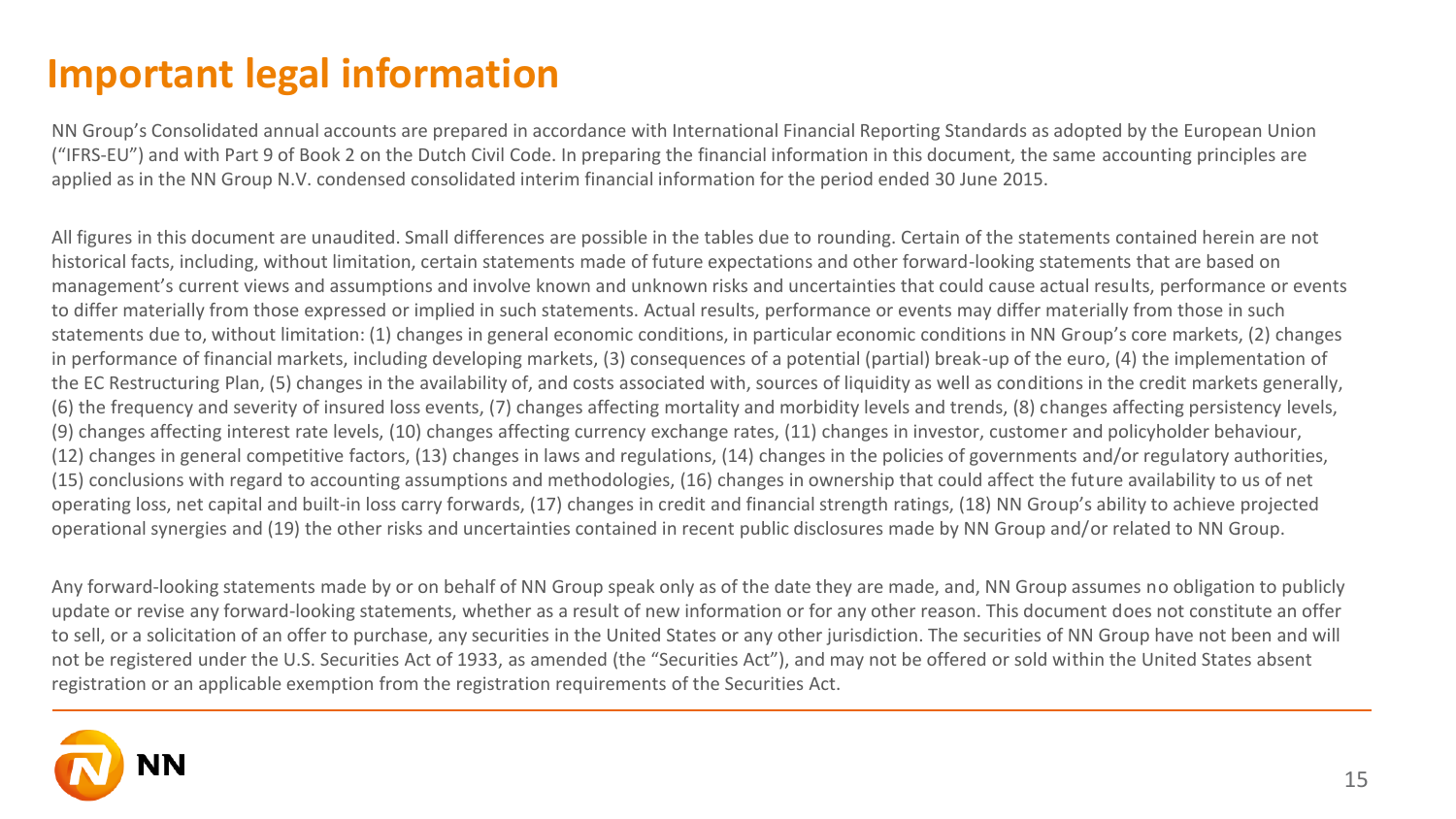# Important legal information

NN Group's Consolidated annual accounts are prepared in accordance with International Financial Reporting Standards as adopted by the European Union ("IFRS-EU") and with Part 9 of Book 2 on the Dutch Civil Code. In preparing the financial information in this document, the same accounting principles are applied as in the NN Group N.V. condensed consolidated interim financial information for the period ended 30 June 2015.

All figures in this document are unaudited. Small differences are possible in the tables due to rounding. Certain of the statements contained herein are not historical facts, including, without limitation, certain statements made of future expectations and other forward-looking statements that are based on management's current views and assumptions and involve known and unknown risks and uncertainties that could cause actual results, performance or events to differ materially from those expressed or implied in such statements. Actual results, performance or events may differ materially from those in such statements due to, without limitation: (1) changes in general economic conditions, in particular economic conditions in NN Group's core markets, (2) changes in performance of financial markets, including developing markets, (3) consequences of a potential (partial) break-up of the euro, (4) the implementation of the EC Restructuring Plan, (5) changes in the availability of, and costs associated with, sources of liquidity as well as conditions in the credit markets generally, (6) the frequency and severity of insured loss events, (7) changes affecting mortality and morbidity levels and trends, (8) changes affecting persistency levels, (9) changes affecting interest rate levels, (10) changes affecting currency exchange rates, (11) changes in investor, customer and policyholder behaviour, (12) changes in general competitive factors, (13) changes in laws and regulations, (14) changes in the policies of governments and/or regulatory authorities, (15) conclusions with regard to accounting assumptions and methodologies, (16) changes in ownership that could affect the future availability to us of net operating loss, net capital and built-in loss carry forwards, (17) changes in credit and financial strength ratings, (18) NN Group's ability to achieve projected operational synergies and (19) the other risks and uncertainties contained in recent public disclosures made by NN Group and/or related to NN Group.

Any forward-looking statements made by or on behalf of NN Group speak only as of the date they are made, and, NN Group assumes no obligation to publicly update or revise any forward-looking statements, whether as a result of new information or for any other reason. This document does not constitute an offer to sell, or a solicitation of an offer to purchase, any securities in the United States or any other jurisdiction. The securities of NN Group have not been and will not be registered under the U.S. Securities Act of 1933, as amended (the "Securities Act"), and may not be offered or sold within the United States absent registration or an applicable exemption from the registration requirements of the Securities Act.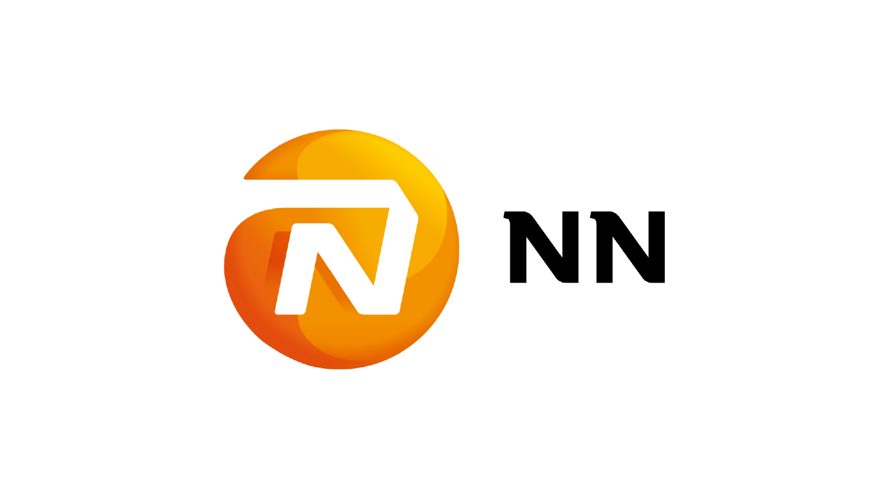NN